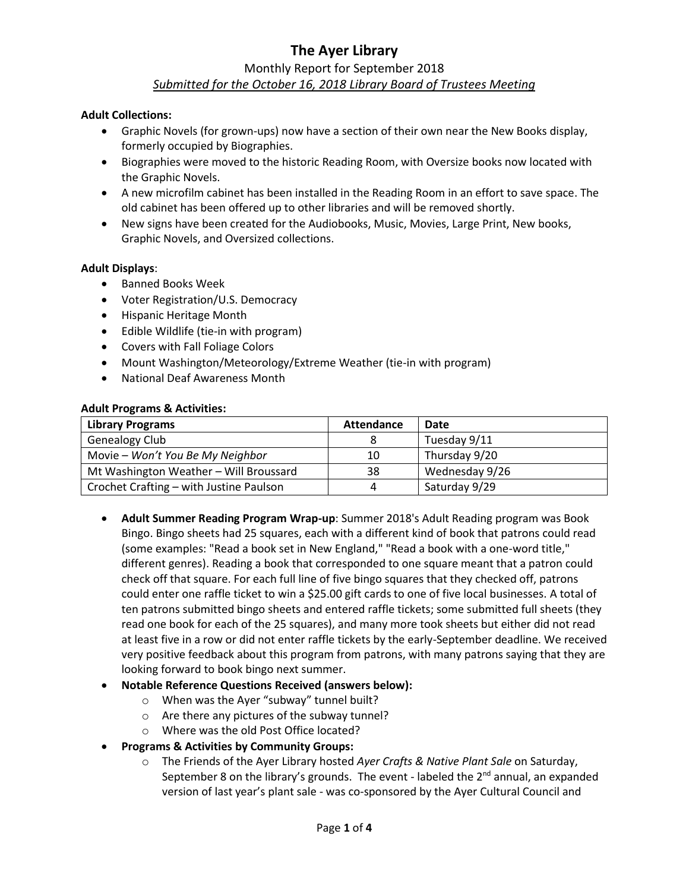# The Ayer Library

Monthly Report for September 2018

*Submitted for the October 16, 2018 Library Board of Trustees Meeting*

**Adult Collections:**

- Graphic Novels (for grown-ups) now have a section of their own near the New Books display, formerly occupied by Biographies.
- Biographies were moved to the historic Reading Room, with Oversize books now located with the Graphic Novels.
- A new microfilm cabinet has been installed in the Reading Room in an effort to save space. The old cabinet has been offered up to other libraries and will be removed shortly.
- New signs have been created for the Audiobooks, Music, Movies, Large Print, New books, Graphic Novels, and Oversized collections.

**Adult Displays**:

- Banned Books Week
- Voter Registration/U.S. Democracy
- Hispanic Heritage Month
- Edible Wildlife (tie-in with program)
- Covers with Fall Foliage Colors
- Mount Washington/Meteorology/Extreme Weather (tie-in with program)
- National Deaf Awareness Month

**Adult Programs & Activities:**

| Library Programs | Attendance | Date |
|---|---|---|
| Genealogy Club | 8 | Tuesday 9/11 |
| Movie – *Won't You Be My Neighbor* | 10 | Thursday 9/20 |
| Mt Washington Weather – Will Broussard | 38 | Wednesday 9/26 |
| Crochet Crafting – with Justine Paulson | 4 | Saturday 9/29 |

- **Adult Summer Reading Program Wrap-up**: Summer 2018's Adult Reading program was Book Bingo. Bingo sheets had 25 squares, each with a different kind of book that patrons could read (some examples: "Read a book set in New England," "Read a book with a one-word title," different genres). Reading a book that corresponded to one square meant that a patron could check off that square. For each full line of five bingo squares that they checked off, patrons could enter one raffle ticket to win a $25.00 gift cards to one of five local businesses. A total of ten patrons submitted bingo sheets and entered raffle tickets; some submitted full sheets (they read one book for each of the 25 squares), and many more took sheets but either did not read at least five in a row or did not enter raffle tickets by the early-September deadline. We received very positive feedback about this program from patrons, with many patrons saying that they are looking forward to book bingo next summer.
- **Notable Reference Questions Received (answers below):**
  - When was the Ayer "subway" tunnel built?
  - Are there any pictures of the subway tunnel?
  - Where was the old Post Office located?
- **Programs & Activities by Community Groups:**
  - The Friends of the Ayer Library hosted *Ayer Crafts & Native Plant Sale* on Saturday, September 8 on the library's grounds. The event - labeled the 2nd annual, an expanded version of last year's plant sale - was co-sponsored by the Ayer Cultural Council and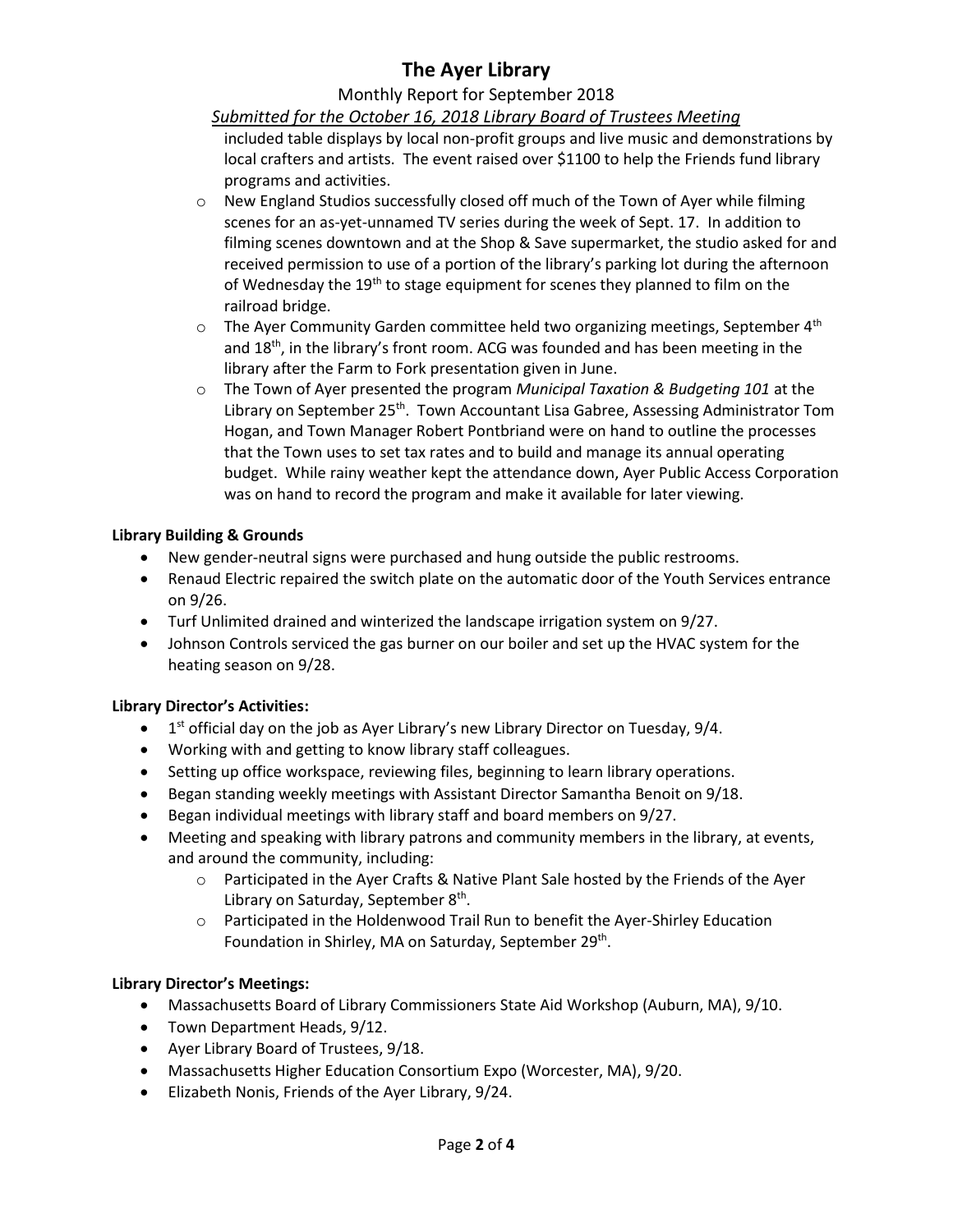included table displays by local non-profit groups and live music and demonstrations by local crafters and artists. The event raised over $1100 to help the Friends fund library programs and activities.

- New England Studios successfully closed off much of the Town of Ayer while filming scenes for an as-yet-unnamed TV series during the week of Sept. 17. In addition to filming scenes downtown and at the Shop & Save supermarket, the studio asked for and received permission to use of a portion of the library's parking lot during the afternoon of Wednesday the 19th to stage equipment for scenes they planned to film on the railroad bridge.
- The Ayer Community Garden committee held two organizing meetings, September 4th and 18th, in the library's front room. ACG was founded and has been meeting in the library after the Farm to Fork presentation given in June.
- The Town of Ayer presented the program *Municipal Taxation & Budgeting 101* at the Library on September 25th. Town Accountant Lisa Gabree, Assessing Administrator Tom Hogan, and Town Manager Robert Pontbriand were on hand to outline the processes that the Town uses to set tax rates and to build and manage its annual operating budget. While rainy weather kept the attendance down, Ayer Public Access Corporation was on hand to record the program and make it available for later viewing.

**Library Building & Grounds**

- New gender-neutral signs were purchased and hung outside the public restrooms.
- Renaud Electric repaired the switch plate on the automatic door of the Youth Services entrance on 9/26.
- Turf Unlimited drained and winterized the landscape irrigation system on 9/27.
- Johnson Controls serviced the gas burner on our boiler and set up the HVAC system for the heating season on 9/28.

**Library Director's Activities:**

- 1st official day on the job as Ayer Library's new Library Director on Tuesday, 9/4.
- Working with and getting to know library staff colleagues.
- Setting up office workspace, reviewing files, beginning to learn library operations.
- Began standing weekly meetings with Assistant Director Samantha Benoit on 9/18.
- Began individual meetings with library staff and board members on 9/27.
- Meeting and speaking with library patrons and community members in the library, at events, and around the community, including:
  - Participated in the Ayer Crafts & Native Plant Sale hosted by the Friends of the Ayer Library on Saturday, September 8th.
  - Participated in the Holdenwood Trail Run to benefit the Ayer-Shirley Education Foundation in Shirley, MA on Saturday, September 29th.

**Library Director's Meetings:**

- Massachusetts Board of Library Commissioners State Aid Workshop (Auburn, MA), 9/10.
- Town Department Heads, 9/12.
- Ayer Library Board of Trustees, 9/18.
- Massachusetts Higher Education Consortium Expo (Worcester, MA), 9/20.
- Elizabeth Nonis, Friends of the Ayer Library, 9/24.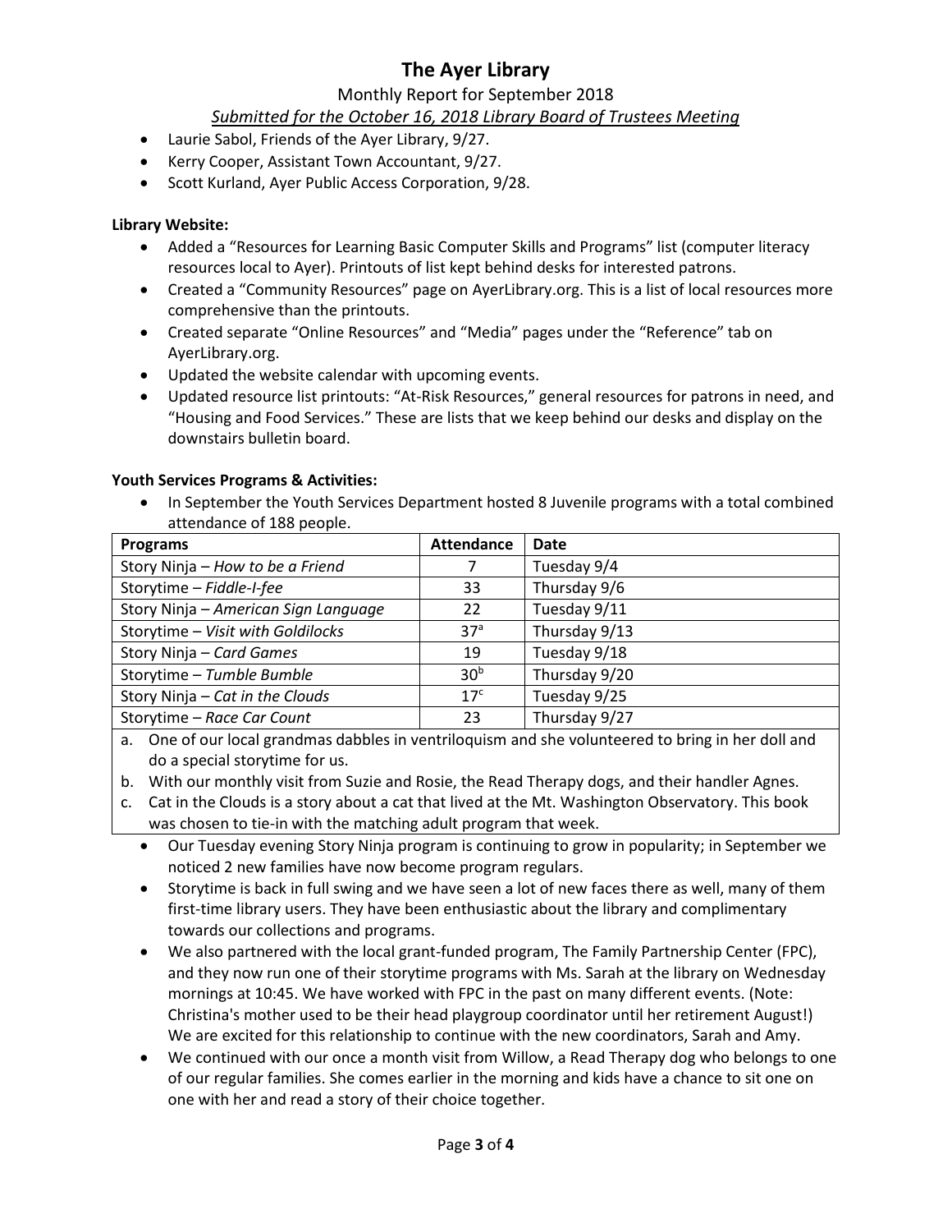# The Ayer Library

Monthly Report for September 2018

*Submitted for the October 16, 2018 Library Board of Trustees Meeting*

- Laurie Sabol, Friends of the Ayer Library, 9/27.
- Kerry Cooper, Assistant Town Accountant, 9/27.
- Scott Kurland, Ayer Public Access Corporation, 9/28.

**Library Website:**

- Added a "Resources for Learning Basic Computer Skills and Programs" list (computer literacy resources local to Ayer). Printouts of list kept behind desks for interested patrons.
- Created a "Community Resources" page on AyerLibrary.org. This is a list of local resources more comprehensive than the printouts.
- Created separate "Online Resources" and "Media" pages under the "Reference" tab on AyerLibrary.org.
- Updated the website calendar with upcoming events.
- Updated resource list printouts: "At-Risk Resources," general resources for patrons in need, and "Housing and Food Services." These are lists that we keep behind our desks and display on the downstairs bulletin board.

**Youth Services Programs & Activities:**

- In September the Youth Services Department hosted 8 Juvenile programs with a total combined attendance of 188 people.

| Programs | Attendance | Date |
|---|---|---|
| Story Ninja – *How to be a Friend* | 7 | Tuesday 9/4 |
| Storytime – *Fiddle-I-fee* | 33 | Thursday 9/6 |
| Story Ninja – *American Sign Language* | 22 | Tuesday 9/11 |
| Storytime – *Visit with Goldilocks* | 37[a] | Thursday 9/13 |
| Story Ninja – *Card Games* | 19 | Tuesday 9/18 |
| Storytime – *Tumble Bumble* | 30[b] | Thursday 9/20 |
| Story Ninja – *Cat in the Clouds* | 17[c] | Tuesday 9/25 |
| Storytime – *Race Car Count* | 23 | Thursday 9/27 |

a. One of our local grandmas dabbles in ventriloquism and she volunteered to bring in her doll and do a special storytime for us.
b. With our monthly visit from Suzie and Rosie, the Read Therapy dogs, and their handler Agnes.
c. Cat in the Clouds is a story about a cat that lived at the Mt. Washington Observatory. This book was chosen to tie-in with the matching adult program that week.

- Our Tuesday evening Story Ninja program is continuing to grow in popularity; in September we noticed 2 new families have now become program regulars.
- Storytime is back in full swing and we have seen a lot of new faces there as well, many of them first-time library users. They have been enthusiastic about the library and complimentary towards our collections and programs.
- We also partnered with the local grant-funded program, The Family Partnership Center (FPC), and they now run one of their storytime programs with Ms. Sarah at the library on Wednesday mornings at 10:45. We have worked with FPC in the past on many different events. (Note: Christina's mother used to be their head playgroup coordinator until her retirement August!) We are excited for this relationship to continue with the new coordinators, Sarah and Amy.
- We continued with our once a month visit from Willow, a Read Therapy dog who belongs to one of our regular families. She comes earlier in the morning and kids have a chance to sit one on one with her and read a story of their choice together.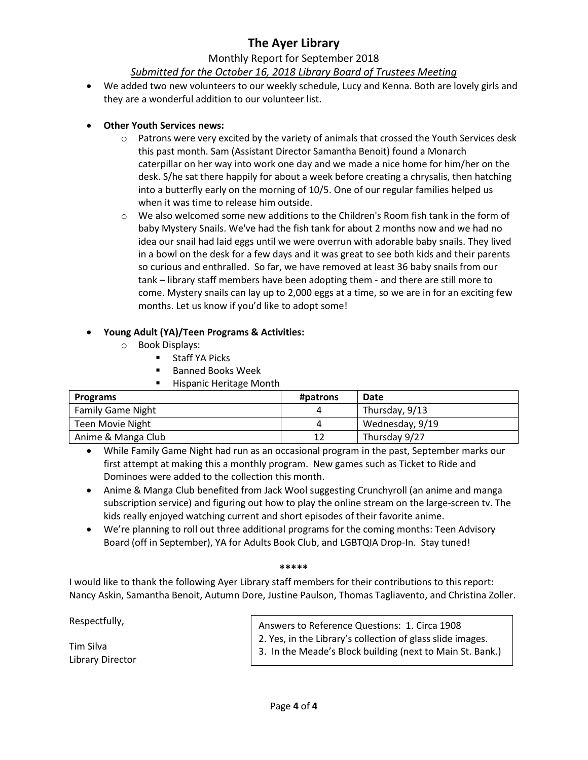# The Ayer Library

Monthly Report for September 2018

*Submitted for the October 16, 2018 Library Board of Trustees Meeting*

- We added two new volunteers to our weekly schedule, Lucy and Kenna. Both are lovely girls and they are a wonderful addition to our volunteer list.

- **Other Youth Services news:**
  - Patrons were very excited by the variety of animals that crossed the Youth Services desk this past month. Sam (Assistant Director Samantha Benoit) found a Monarch caterpillar on her way into work one day and we made a nice home for him/her on the desk. S/he sat there happily for about a week before creating a chrysalis, then hatching into a butterfly early on the morning of 10/5. One of our regular families helped us when it was time to release him outside.
  - We also welcomed some new additions to the Children's Room fish tank in the form of baby Mystery Snails. We've had the fish tank for about 2 months now and we had no idea our snail had laid eggs until we were overrun with adorable baby snails. They lived in a bowl on the desk for a few days and it was great to see both kids and their parents so curious and enthralled. So far, we have removed at least 36 baby snails from our tank – library staff members have been adopting them - and there are still more to come. Mystery snails can lay up to 2,000 eggs at a time, so we are in for an exciting few months. Let us know if you'd like to adopt some!

- **Young Adult (YA)/Teen Programs & Activities:**
  - Book Displays:
    - Staff YA Picks
    - Banned Books Week
    - Hispanic Heritage Month

| Programs | #patrons | Date |
|---|---|---|
| Family Game Night | 4 | Thursday, 9/13 |
| Teen Movie Night | 4 | Wednesday, 9/19 |
| Anime & Manga Club | 12 | Thursday 9/27 |

- While Family Game Night had run as an occasional program in the past, September marks our first attempt at making this a monthly program. New games such as Ticket to Ride and Dominoes were added to the collection this month.
- Anime & Manga Club benefited from Jack Wool suggesting Crunchyroll (an anime and manga subscription service) and figuring out how to play the online stream on the large-screen tv. The kids really enjoyed watching current and short episodes of their favorite anime.
- We're planning to roll out three additional programs for the coming months: Teen Advisory Board (off in September), YA for Adults Book Club, and LGBTQIA Drop-In. Stay tuned!

*****

I would like to thank the following Ayer Library staff members for their contributions to this report: Nancy Askin, Samantha Benoit, Autumn Dore, Justine Paulson, Thomas Tagliavento, and Christina Zoller.

Respectfully,

Tim Silva
Library Director

Answers to Reference Questions: 1. Circa 1908
2. Yes, in the Library's collection of glass slide images.
3. In the Meade's Block building (next to Main St. Bank.)